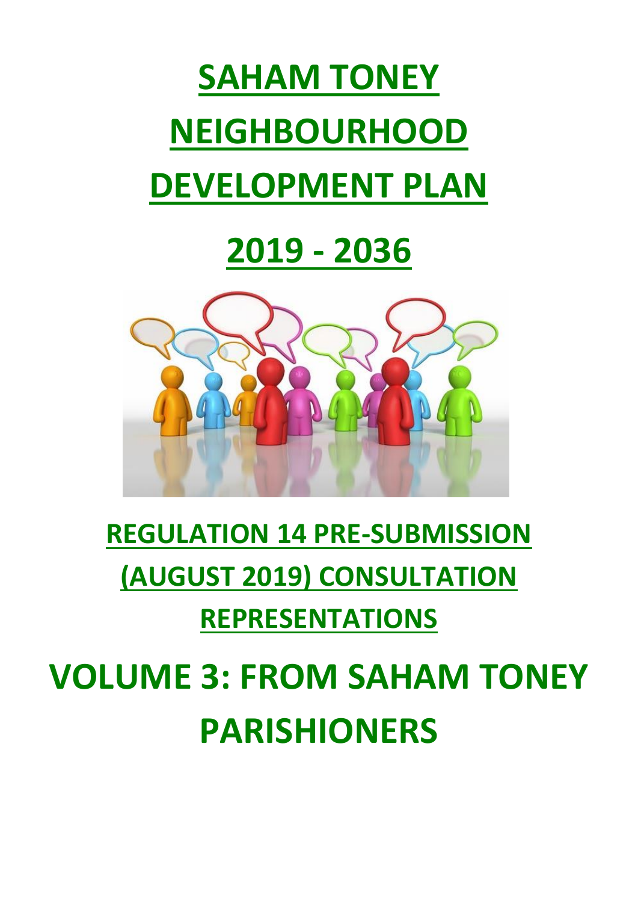# SAHAM TONEY NEIGHBOURHOOD DEVELOPMENT PLAN

# 2019 - 2036

## REGULATION 14 PRE-SUBMISSION (AUGUST 2019) CONSULTATION REPRESENTATIONS

# VOLUME 3: FROM SAHAM TONEY PARISHIONERS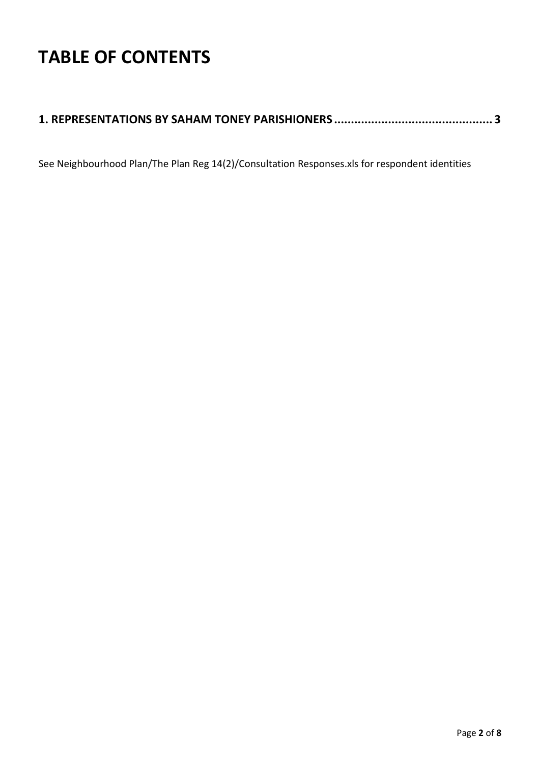# TABLE OF CONTENTS

**1. REPRESENTATIONS BY SAHAM TONEY PARISHIONERS ............................................... 3**

See Neighbourhood Plan/The Plan Reg 14(2)/Consultation Responses.xls for respondent identities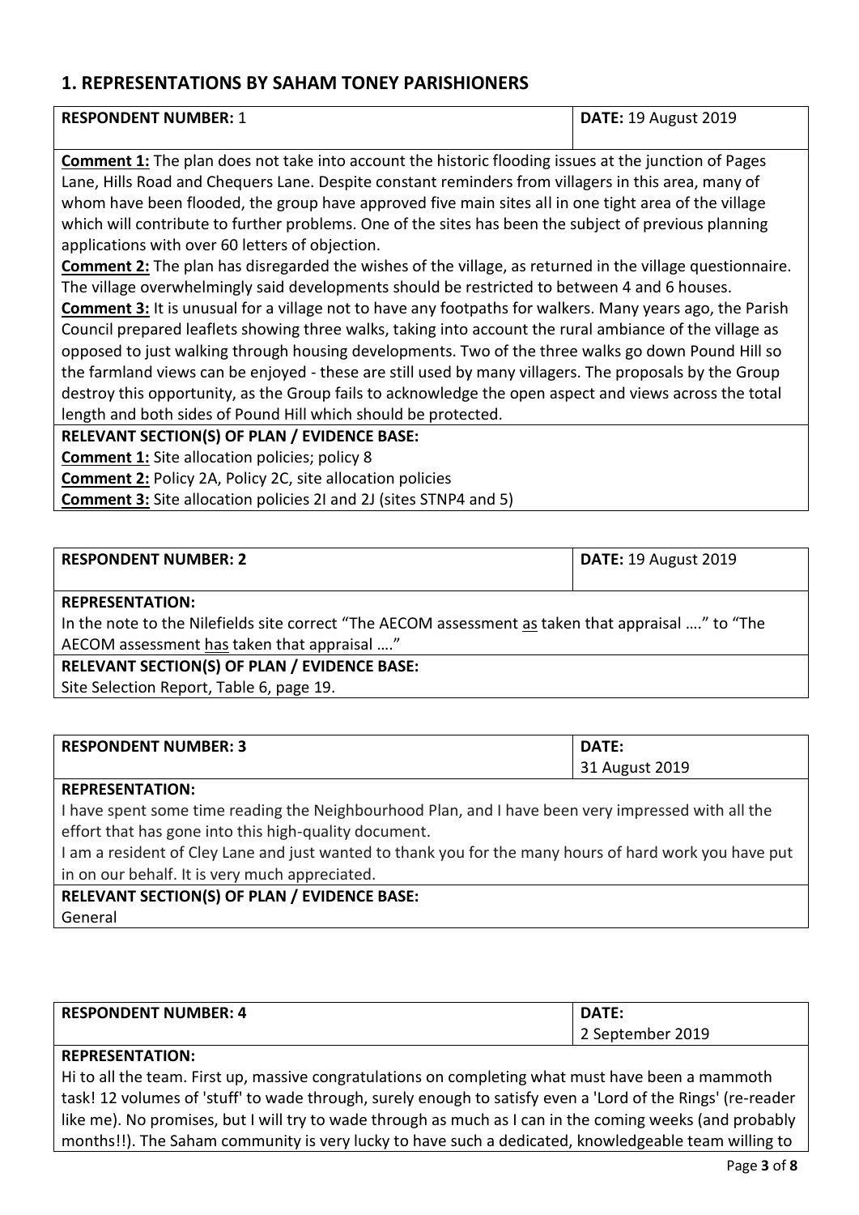## 1. REPRESENTATIONS BY SAHAM TONEY PARISHIONERS

| **RESPONDENT NUMBER:** 1 | **DATE:** 19 August 2019 |
|---|---|
| **Comment 1:** The plan does not take into account the historic flooding issues at the junction of Pages Lane, Hills Road and Chequers Lane. Despite constant reminders from villagers in this area, many of whom have been flooded, the group have approved five main sites all in one tight area of the village which will contribute to further problems. One of the sites has been the subject of previous planning applications with over 60 letters of objection.<br>**Comment 2:** The plan has disregarded the wishes of the village, as returned in the village questionnaire. The village overwhelmingly said developments should be restricted to between 4 and 6 houses.<br>**Comment 3:** It is unusual for a village not to have any footpaths for walkers. Many years ago, the Parish Council prepared leaflets showing three walks, taking into account the rural ambiance of the village as opposed to just walking through housing developments. Two of the three walks go down Pound Hill so the farmland views can be enjoyed - these are still used by many villagers. The proposals by the Group destroy this opportunity, as the Group fails to acknowledge the open aspect and views across the total length and both sides of Pound Hill which should be protected. | |
| **RELEVANT SECTION(S) OF PLAN / EVIDENCE BASE:** | |
| **Comment 1:** Site allocation policies; policy 8<br>**Comment 2:** Policy 2A, Policy 2C, site allocation policies<br>**Comment 3:** Site allocation policies 2I and 2J (sites STNP4 and 5) | |

| **RESPONDENT NUMBER: 2** | **DATE:** 19 August 2019 |
|---|---|
| **REPRESENTATION:**<br>In the note to the Nilefields site correct "The AECOM assessment as taken that appraisal …." to "The AECOM assessment has taken that appraisal …." | |
| **RELEVANT SECTION(S) OF PLAN / EVIDENCE BASE:**<br>Site Selection Report, Table 6, page 19. | |

| **RESPONDENT NUMBER: 3** | **DATE:**<br>31 August 2019 |
|---|---|
| **REPRESENTATION:**<br>I have spent some time reading the Neighbourhood Plan, and I have been very impressed with all the effort that has gone into this high-quality document.<br>I am a resident of Cley Lane and just wanted to thank you for the many hours of hard work you have put in on our behalf. It is very much appreciated. | |
| **RELEVANT SECTION(S) OF PLAN / EVIDENCE BASE:**<br>General | |

| **RESPONDENT NUMBER: 4** | **DATE:**<br>2 September 2019 |
|---|---|
| **REPRESENTATION:**<br>Hi to all the team. First up, massive congratulations on completing what must have been a mammoth task! 12 volumes of 'stuff' to wade through, surely enough to satisfy even a 'Lord of the Rings' (re-reader like me). No promises, but I will try to wade through as much as I can in the coming weeks (and probably months!!). The Saham community is very lucky to have such a dedicated, knowledgeable team willing to | |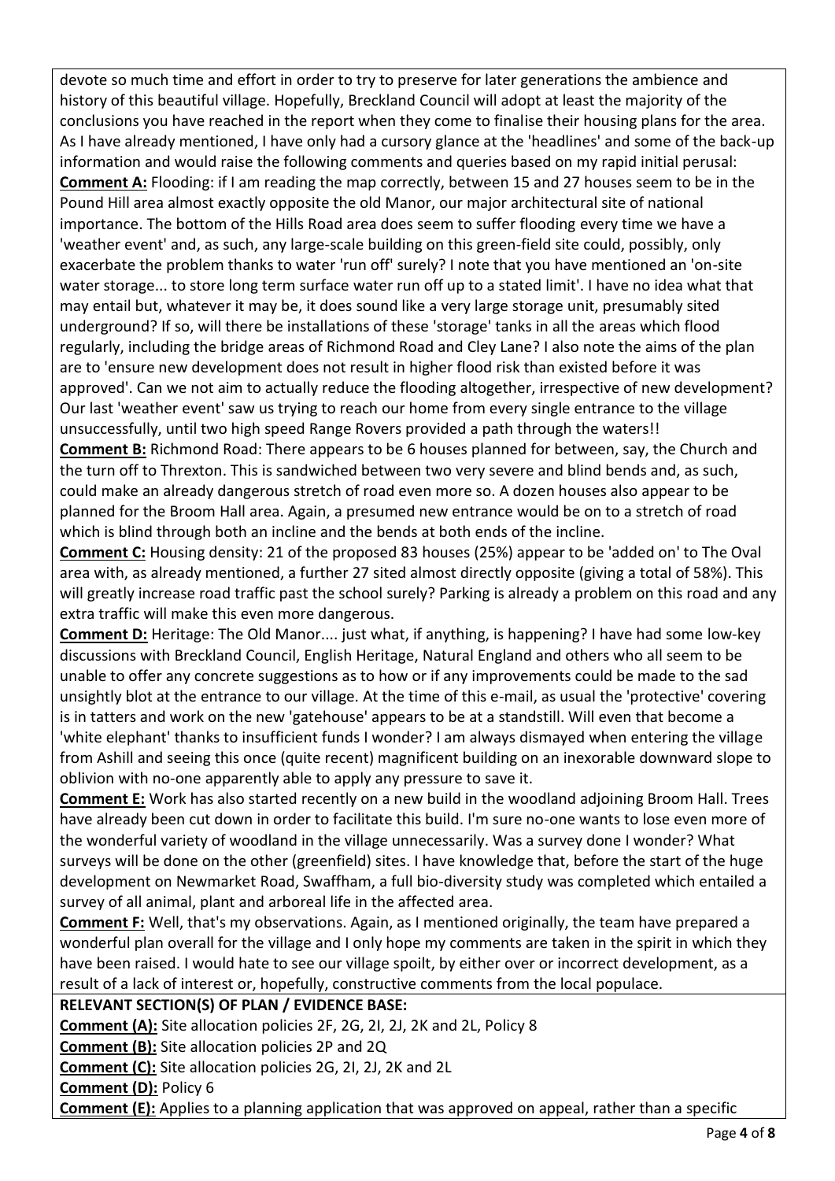devote so much time and effort in order to try to preserve for later generations the ambience and history of this beautiful village. Hopefully, Breckland Council will adopt at least the majority of the conclusions you have reached in the report when they come to finalise their housing plans for the area. As I have already mentioned, I have only had a cursory glance at the 'headlines' and some of the back-up information and would raise the following comments and queries based on my rapid initial perusal:

**Comment A:** Flooding: if I am reading the map correctly, between 15 and 27 houses seem to be in the Pound Hill area almost exactly opposite the old Manor, our major architectural site of national importance. The bottom of the Hills Road area does seem to suffer flooding every time we have a 'weather event' and, as such, any large-scale building on this green-field site could, possibly, only exacerbate the problem thanks to water 'run off' surely? I note that you have mentioned an 'on-site water storage... to store long term surface water run off up to a stated limit'. I have no idea what that may entail but, whatever it may be, it does sound like a very large storage unit, presumably sited underground? If so, will there be installations of these 'storage' tanks in all the areas which flood regularly, including the bridge areas of Richmond Road and Cley Lane? I also note the aims of the plan are to 'ensure new development does not result in higher flood risk than existed before it was approved'. Can we not aim to actually reduce the flooding altogether, irrespective of new development? Our last 'weather event' saw us trying to reach our home from every single entrance to the village unsuccessfully, until two high speed Range Rovers provided a path through the waters!!

**Comment B:** Richmond Road: There appears to be 6 houses planned for between, say, the Church and the turn off to Threxton. This is sandwiched between two very severe and blind bends and, as such, could make an already dangerous stretch of road even more so. A dozen houses also appear to be planned for the Broom Hall area. Again, a presumed new entrance would be on to a stretch of road which is blind through both an incline and the bends at both ends of the incline.

**Comment C:** Housing density: 21 of the proposed 83 houses (25%) appear to be 'added on' to The Oval area with, as already mentioned, a further 27 sited almost directly opposite (giving a total of 58%). This will greatly increase road traffic past the school surely? Parking is already a problem on this road and any extra traffic will make this even more dangerous.

**Comment D:** Heritage: The Old Manor.... just what, if anything, is happening? I have had some low-key discussions with Breckland Council, English Heritage, Natural England and others who all seem to be unable to offer any concrete suggestions as to how or if any improvements could be made to the sad unsightly blot at the entrance to our village. At the time of this e-mail, as usual the 'protective' covering is in tatters and work on the new 'gatehouse' appears to be at a standstill. Will even that become a 'white elephant' thanks to insufficient funds I wonder? I am always dismayed when entering the village from Ashill and seeing this once (quite recent) magnificent building on an inexorable downward slope to oblivion with no-one apparently able to apply any pressure to save it.

**Comment E:** Work has also started recently on a new build in the woodland adjoining Broom Hall. Trees have already been cut down in order to facilitate this build. I'm sure no-one wants to lose even more of the wonderful variety of woodland in the village unnecessarily. Was a survey done I wonder? What surveys will be done on the other (greenfield) sites. I have knowledge that, before the start of the huge development on Newmarket Road, Swaffham, a full bio-diversity study was completed which entailed a survey of all animal, plant and arboreal life in the affected area.

**Comment F:** Well, that's my observations. Again, as I mentioned originally, the team have prepared a wonderful plan overall for the village and I only hope my comments are taken in the spirit in which they have been raised. I would hate to see our village spoilt, by either over or incorrect development, as a result of a lack of interest or, hopefully, constructive comments from the local populace.

**RELEVANT SECTION(S) OF PLAN / EVIDENCE BASE:**

**Comment (A):** Site allocation policies 2F, 2G, 2I, 2J, 2K and 2L, Policy 8

**Comment (B):** Site allocation policies 2P and 2Q

**Comment (C):** Site allocation policies 2G, 2I, 2J, 2K and 2L

**Comment (D):** Policy 6

**Comment (E):** Applies to a planning application that was approved on appeal, rather than a specific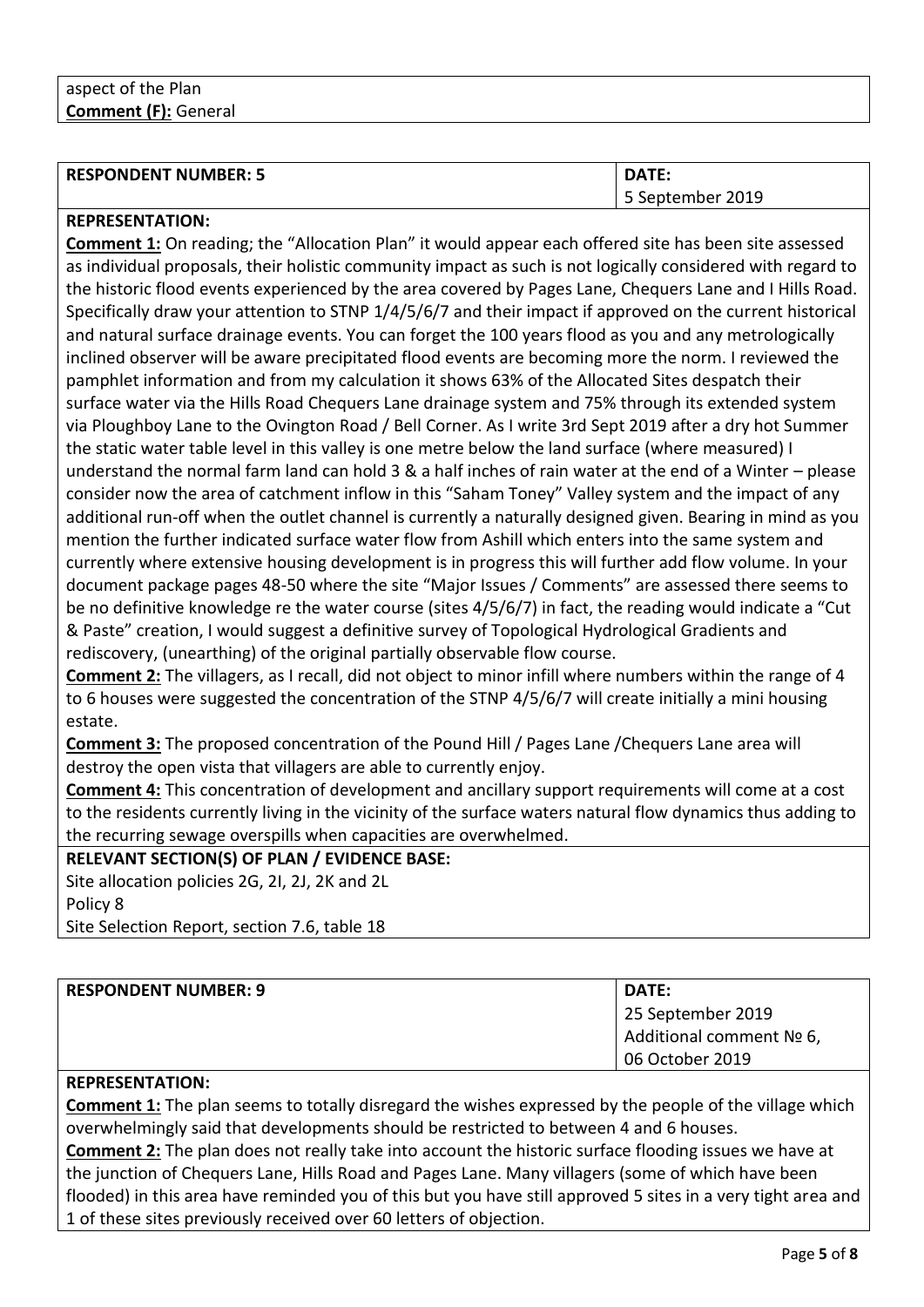aspect of the Plan
**Comment (F):** General

| **RESPONDENT NUMBER: 5** | **DATE:** 5 September 2019 |
|---|---|

**REPRESENTATION:**

**Comment 1:** On reading; the "Allocation Plan" it would appear each offered site has been site assessed as individual proposals, their holistic community impact as such is not logically considered with regard to the historic flood events experienced by the area covered by Pages Lane, Chequers Lane and I Hills Road. Specifically draw your attention to STNP 1/4/5/6/7 and their impact if approved on the current historical and natural surface drainage events. You can forget the 100 years flood as you and any metrologically inclined observer will be aware precipitated flood events are becoming more the norm. I reviewed the pamphlet information and from my calculation it shows 63% of the Allocated Sites despatch their surface water via the Hills Road Chequers Lane drainage system and 75% through its extended system via Ploughboy Lane to the Ovington Road / Bell Corner. As I write 3rd Sept 2019 after a dry hot Summer the static water table level in this valley is one metre below the land surface (where measured) I understand the normal farm land can hold 3 & a half inches of rain water at the end of a Winter – please consider now the area of catchment inflow in this "Saham Toney" Valley system and the impact of any additional run-off when the outlet channel is currently a naturally designed given. Bearing in mind as you mention the further indicated surface water flow from Ashill which enters into the same system and currently where extensive housing development is in progress this will further add flow volume. In your document package pages 48-50 where the site "Major Issues / Comments" are assessed there seems to be no definitive knowledge re the water course (sites 4/5/6/7) in fact, the reading would indicate a "Cut & Paste" creation, I would suggest a definitive survey of Topological Hydrological Gradients and rediscovery, (unearthing) of the original partially observable flow course.

**Comment 2:** The villagers, as I recall, did not object to minor infill where numbers within the range of 4 to 6 houses were suggested the concentration of the STNP 4/5/6/7 will create initially a mini housing estate.

**Comment 3:** The proposed concentration of the Pound Hill / Pages Lane /Chequers Lane area will destroy the open vista that villagers are able to currently enjoy.

**Comment 4:** This concentration of development and ancillary support requirements will come at a cost to the residents currently living in the vicinity of the surface waters natural flow dynamics thus adding to the recurring sewage overspills when capacities are overwhelmed.

**RELEVANT SECTION(S) OF PLAN / EVIDENCE BASE:**

Site allocation policies 2G, 2I, 2J, 2K and 2L
Policy 8
Site Selection Report, section 7.6, table 18

| **RESPONDENT NUMBER: 9** | **DATE:** 25 September 2019 Additional comment № 6, 06 October 2019 |
|---|---|

**REPRESENTATION:**

**Comment 1:** The plan seems to totally disregard the wishes expressed by the people of the village which overwhelmingly said that developments should be restricted to between 4 and 6 houses.

**Comment 2:** The plan does not really take into account the historic surface flooding issues we have at the junction of Chequers Lane, Hills Road and Pages Lane. Many villagers (some of which have been flooded) in this area have reminded you of this but you have still approved 5 sites in a very tight area and 1 of these sites previously received over 60 letters of objection.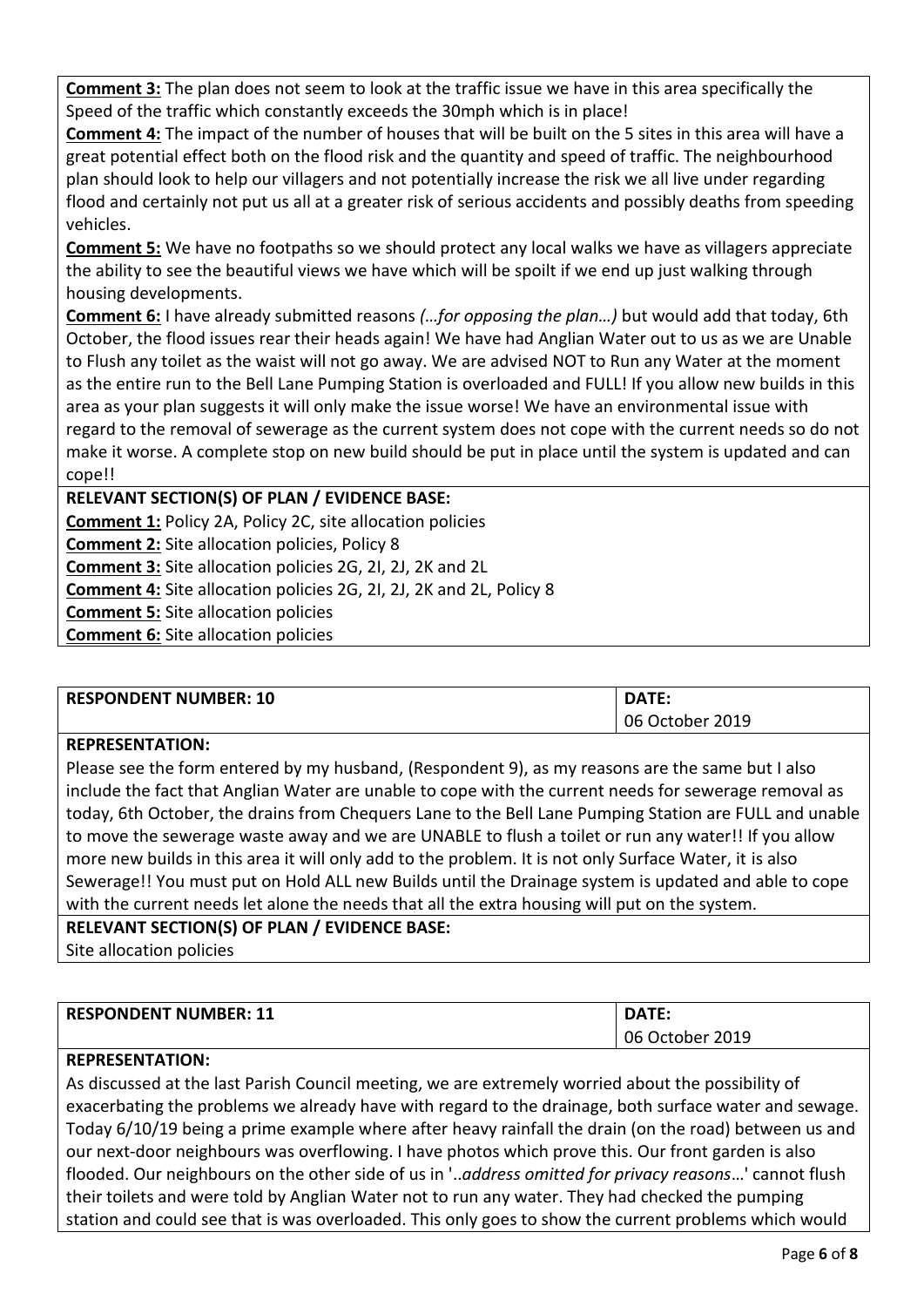**Comment 3:** The plan does not seem to look at the traffic issue we have in this area specifically the Speed of the traffic which constantly exceeds the 30mph which is in place!

**Comment 4:** The impact of the number of houses that will be built on the 5 sites in this area will have a great potential effect both on the flood risk and the quantity and speed of traffic. The neighbourhood plan should look to help our villagers and not potentially increase the risk we all live under regarding flood and certainly not put us all at a greater risk of serious accidents and possibly deaths from speeding vehicles.

**Comment 5:** We have no footpaths so we should protect any local walks we have as villagers appreciate the ability to see the beautiful views we have which will be spoilt if we end up just walking through housing developments.

**Comment 6:** I have already submitted reasons *(…for opposing the plan…)* but would add that today, 6th October, the flood issues rear their heads again! We have had Anglian Water out to us as we are Unable to Flush any toilet as the waist will not go away. We are advised NOT to Run any Water at the moment as the entire run to the Bell Lane Pumping Station is overloaded and FULL! If you allow new builds in this area as your plan suggests it will only make the issue worse! We have an environmental issue with regard to the removal of sewerage as the current system does not cope with the current needs so do not make it worse. A complete stop on new build should be put in place until the system is updated and can cope!!

**RELEVANT SECTION(S) OF PLAN / EVIDENCE BASE:**

**Comment 1:** Policy 2A, Policy 2C, site allocation policies

**Comment 2:** Site allocation policies, Policy 8

**Comment 3:** Site allocation policies 2G, 2I, 2J, 2K and 2L

**Comment 4:** Site allocation policies 2G, 2I, 2J, 2K and 2L, Policy 8

**Comment 5:** Site allocation policies

**Comment 6:** Site allocation policies

| **RESPONDENT NUMBER: 10** | **DATE:** 06 October 2019 |
|---|---|

**REPRESENTATION:**

Please see the form entered by my husband, (Respondent 9), as my reasons are the same but I also include the fact that Anglian Water are unable to cope with the current needs for sewerage removal as today, 6th October, the drains from Chequers Lane to the Bell Lane Pumping Station are FULL and unable to move the sewerage waste away and we are UNABLE to flush a toilet or run any water!! If you allow more new builds in this area it will only add to the problem. It is not only Surface Water, it is also Sewerage!! You must put on Hold ALL new Builds until the Drainage system is updated and able to cope with the current needs let alone the needs that all the extra housing will put on the system.

**RELEVANT SECTION(S) OF PLAN / EVIDENCE BASE:**

Site allocation policies

| **RESPONDENT NUMBER: 11** | **DATE:** 06 October 2019 |
|---|---|

**REPRESENTATION:**

As discussed at the last Parish Council meeting, we are extremely worried about the possibility of exacerbating the problems we already have with regard to the drainage, both surface water and sewage. Today 6/10/19 being a prime example where after heavy rainfall the drain (on the road) between us and our next-door neighbours was overflowing. I have photos which prove this. Our front garden is also flooded. Our neighbours on the other side of us in '..*address omitted for privacy reasons*…' cannot flush their toilets and were told by Anglian Water not to run any water. They had checked the pumping station and could see that is was overloaded. This only goes to show the current problems which would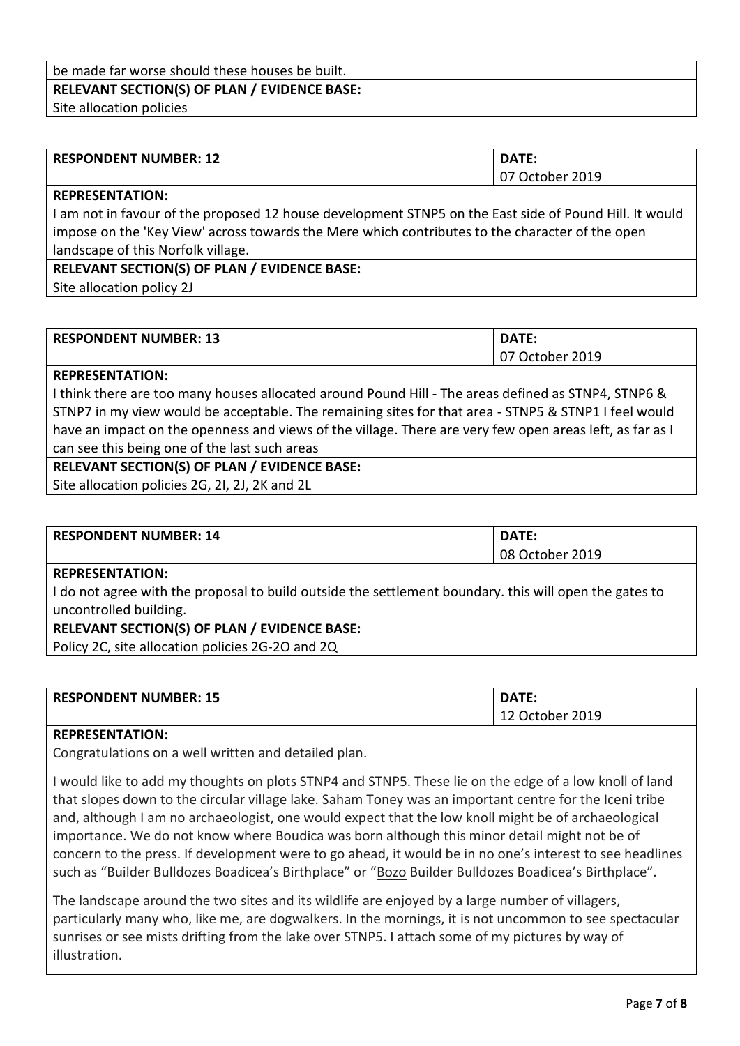be made far worse should these houses be built.

**RELEVANT SECTION(S) OF PLAN / EVIDENCE BASE:**

Site allocation policies

| **RESPONDENT NUMBER: 12** | **DATE:** 07 October 2019 |
|---|---|

**REPRESENTATION:**

I am not in favour of the proposed 12 house development STNP5 on the East side of Pound Hill. It would impose on the 'Key View' across towards the Mere which contributes to the character of the open landscape of this Norfolk village.

**RELEVANT SECTION(S) OF PLAN / EVIDENCE BASE:**

Site allocation policy 2J

| **RESPONDENT NUMBER: 13** | **DATE:** 07 October 2019 |
|---|---|

**REPRESENTATION:**

I think there are too many houses allocated around Pound Hill - The areas defined as STNP4, STNP6 & STNP7 in my view would be acceptable. The remaining sites for that area - STNP5 & STNP1 I feel would have an impact on the openness and views of the village. There are very few open areas left, as far as I can see this being one of the last such areas

**RELEVANT SECTION(S) OF PLAN / EVIDENCE BASE:**

Site allocation policies 2G, 2I, 2J, 2K and 2L

| **RESPONDENT NUMBER: 14** | **DATE:** 08 October 2019 |
|---|---|

**REPRESENTATION:**

I do not agree with the proposal to build outside the settlement boundary. this will open the gates to uncontrolled building.

**RELEVANT SECTION(S) OF PLAN / EVIDENCE BASE:**

Policy 2C, site allocation policies 2G-2O and 2Q

| **RESPONDENT NUMBER: 15** | **DATE:** 12 October 2019 |
|---|---|

**REPRESENTATION:**

Congratulations on a well written and detailed plan.

I would like to add my thoughts on plots STNP4 and STNP5. These lie on the edge of a low knoll of land that slopes down to the circular village lake. Saham Toney was an important centre for the Iceni tribe and, although I am no archaeologist, one would expect that the low knoll might be of archaeological importance. We do not know where Boudica was born although this minor detail might not be of concern to the press. If development were to go ahead, it would be in no one's interest to see headlines such as "Builder Bulldozes Boadicea's Birthplace" or "Bozo Builder Bulldozes Boadicea's Birthplace".

The landscape around the two sites and its wildlife are enjoyed by a large number of villagers, particularly many who, like me, are dogwalkers. In the mornings, it is not uncommon to see spectacular sunrises or see mists drifting from the lake over STNP5. I attach some of my pictures by way of illustration.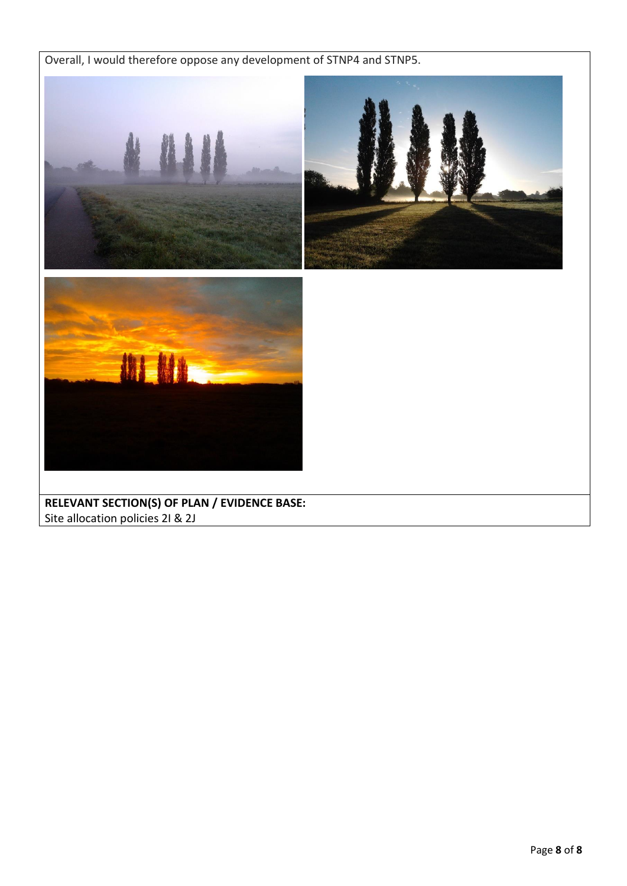Overall, I would therefore oppose any development of STNP4 and STNP5.

**RELEVANT SECTION(S) OF PLAN / EVIDENCE BASE:**
Site allocation policies 2I & 2J